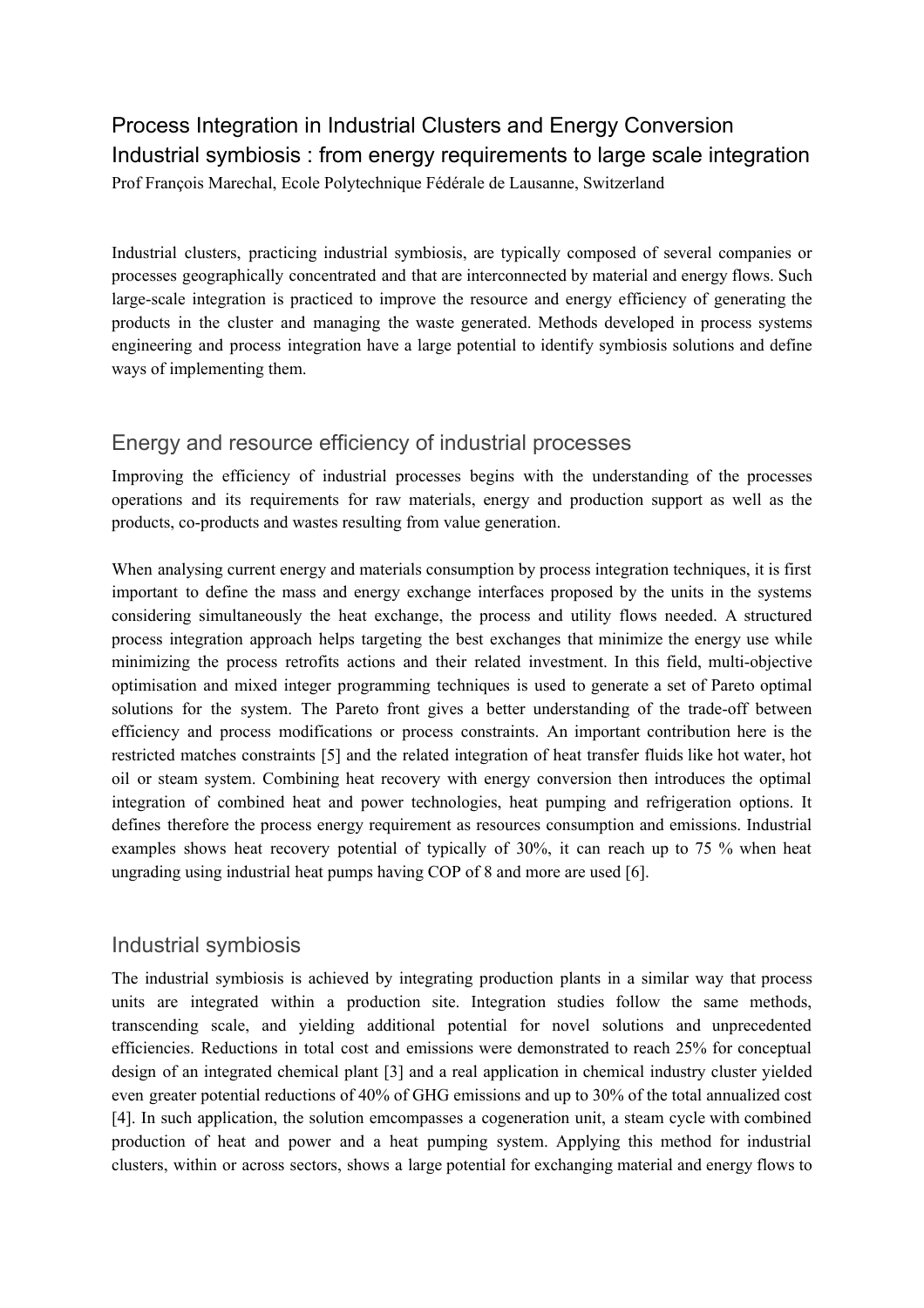# Process Integration in Industrial Clusters and Energy Conversion Industrial symbiosis : from energy requirements to large scale integration

Prof François Marechal, Ecole Polytechnique Fédérale de Lausanne, Switzerland

Industrial clusters, practicing industrial symbiosis, are typically composed of several companies or processes geographically concentrated and that are interconnected by material and energy flows. Such large-scale integration is practiced to improve the resource and energy efficiency of generating the products in the cluster and managing the waste generated. Methods developed in process systems engineering and process integration have a large potential to identify symbiosis solutions and define ways of implementing them.

## Energy and resource efficiency of industrial processes

Improving the efficiency of industrial processes begins with the understanding of the processes operations and its requirements for raw materials, energy and production support as well as the products, co-products and wastes resulting from value generation.

When analysing current energy and materials consumption by process integration techniques, it is first important to define the mass and energy exchange interfaces proposed by the units in the systems considering simultaneously the heat exchange, the process and utility flows needed. A structured process integration approach helps targeting the best exchanges that minimize the energy use while minimizing the process retrofits actions and their related investment. In this field, multi-objective optimisation and mixed integer programming techniques is used to generate a set of Pareto optimal solutions for the system. The Pareto front gives a better understanding of the trade-off between efficiency and process modifications or process constraints. An important contribution here is the restricted matches constraints [5] and the related integration of heat transfer fluids like hot water, hot oil or steam system. Combining heat recovery with energy conversion then introduces the optimal integration of combined heat and power technologies, heat pumping and refrigeration options. It defines therefore the process energy requirement as resources consumption and emissions. Industrial examples shows heat recovery potential of typically of 30%, it can reach up to 75 % when heat ungrading using industrial heat pumps having COP of 8 and more are used [6].

## Industrial symbiosis

The industrial symbiosis is achieved by integrating production plants in a similar way that process units are integrated within a production site. Integration studies follow the same methods, transcending scale, and yielding additional potential for novel solutions and unprecedented efficiencies. Reductions in total cost and emissions were demonstrated to reach 25% for conceptual design of an integrated chemical plant [3] and a real application in chemical industry cluster yielded even greater potential reductions of 40% of GHG emissions and up to 30% of the total annualized cost [4]. In such application, the solution emcompasses a cogeneration unit, a steam cycle with combined production of heat and power and a heat pumping system. Applying this method for industrial clusters, within or across sectors, shows a large potential for exchanging material and energy flows to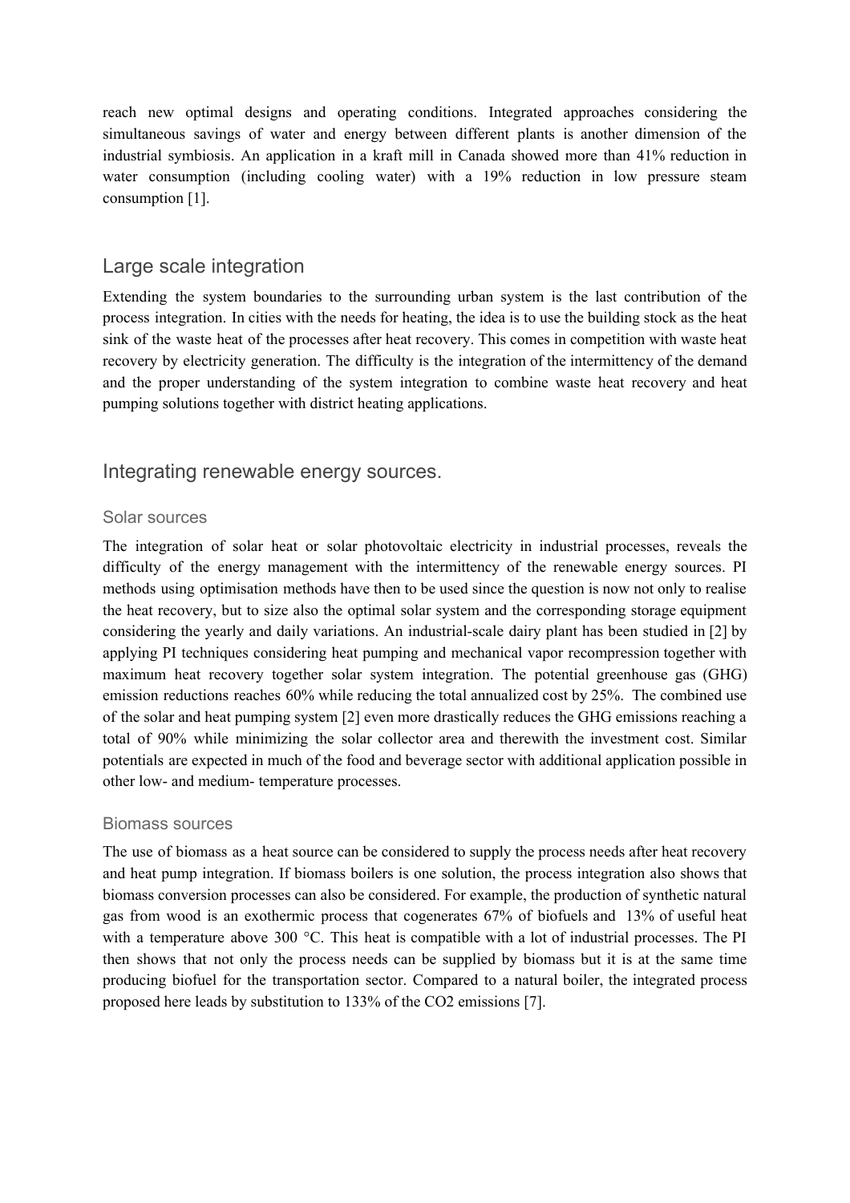reach new optimal designs and operating conditions. Integrated approaches considering the simultaneous savings of water and energy between different plants is another dimension of the industrial symbiosis. An application in a kraft mill in Canada showed more than 41% reduction in water consumption (including cooling water) with a 19% reduction in low pressure steam consumption [1].

## Large scale integration

Extending the system boundaries to the surrounding urban system is the last contribution of the process integration. In cities with the needs for heating, the idea is to use the building stock as the heat sink of the waste heat of the processes after heat recovery. This comes in competition with waste heat recovery by electricity generation. The difficulty is the integration of the intermittency of the demand and the proper understanding of the system integration to combine waste heat recovery and heat pumping solutions together with district heating applications.

## Integrating renewable energy sources.

### Solar sources

The integration of solar heat or solar photovoltaic electricity in industrial processes, reveals the difficulty of the energy management with the intermittency of the renewable energy sources. PI methods using optimisation methods have then to be used since the question is now not only to realise the heat recovery, but to size also the optimal solar system and the corresponding storage equipment considering the yearly and daily variations. An industrial-scale dairy plant has been studied in [2] by applying PI techniques considering heat pumping and mechanical vapor recompression together with maximum heat recovery together solar system integration. The potential greenhouse gas (GHG) emission reductions reaches 60% while reducing the total annualized cost by 25%. The combined use of the solar and heat pumping system [2] even more drastically reduces the GHG emissions reaching a total of 90% while minimizing the solar collector area and therewith the investment cost. Similar potentials are expected in much of the food and beverage sector with additional application possible in other low- and medium- temperature processes.

### Biomass sources

The use of biomass as a heat source can be considered to supply the process needs after heat recovery and heat pump integration. If biomass boilers is one solution, the process integration also shows that biomass conversion processes can also be considered. For example, the production of synthetic natural gas from wood is an exothermic process that cogenerates 67% of biofuels and 13% of useful heat with a temperature above 300 °C. This heat is compatible with a lot of industrial processes. The PI then shows that not only the process needs can be supplied by biomass but it is at the same time producing biofuel for the transportation sector. Compared to a natural boiler, the integrated process proposed here leads by substitution to 133% of the $CO_2$ emissions [7].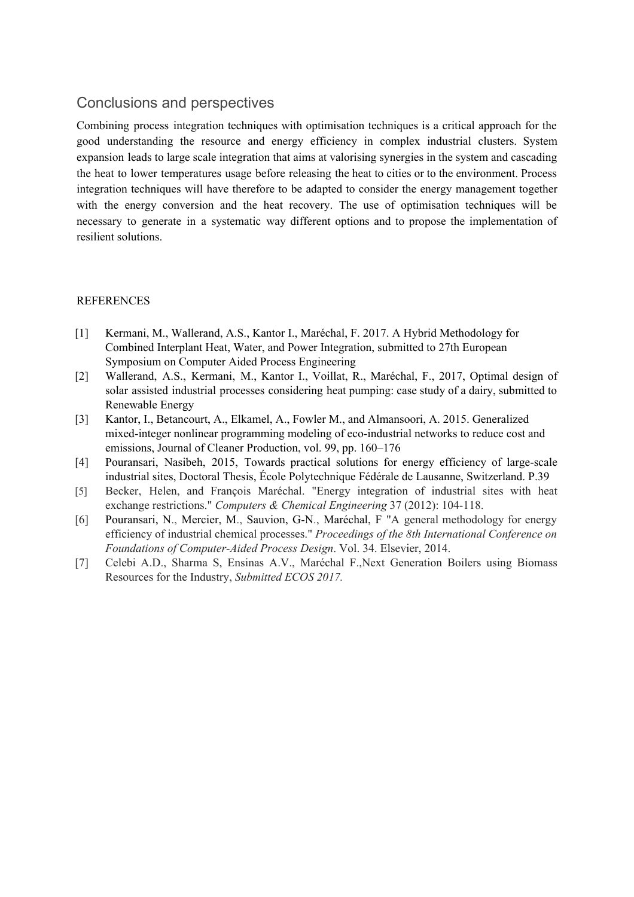## Conclusions and perspectives

Combining process integration techniques with optimisation techniques is a critical approach for the good understanding the resource and energy efficiency in complex industrial clusters. System expansion leads to large scale integration that aims at valorising synergies in the system and cascading the heat to lower temperatures usage before releasing the heat to cities or to the environment. Process integration techniques will have therefore to be adapted to consider the energy management together with the energy conversion and the heat recovery. The use of optimisation techniques will be necessary to generate in a systematic way different options and to propose the implementation of resilient solutions.

REFERENCES

[1] Kermani, M., Wallerand, A.S., Kantor I., Maréchal, F. 2017. A Hybrid Methodology for Combined Interplant Heat, Water, and Power Integration, submitted to 27th European Symposium on Computer Aided Process Engineering

[2] Wallerand, A.S., Kermani, M., Kantor I., Voillat, R., Maréchal, F., 2017, Optimal design of solar assisted industrial processes considering heat pumping: case study of a dairy, submitted to Renewable Energy

[3] Kantor, I., Betancourt, A., Elkamel, A., Fowler M., and Almansoori, A. 2015. Generalized mixed-integer nonlinear programming modeling of eco-industrial networks to reduce cost and emissions, Journal of Cleaner Production, vol. 99, pp. 160–176

[4] Pouransari, Nasibeh, 2015, Towards practical solutions for energy efficiency of large-scale industrial sites, Doctoral Thesis, École Polytechnique Fédérale de Lausanne, Switzerland. P.39

[5] Becker, Helen, and François Maréchal. "Energy integration of industrial sites with heat exchange restrictions." *Computers & Chemical Engineering* 37 (2012): 104-118.

[6] Pouransari, N., Mercier, M., Sauvion, G-N., Maréchal, F "A general methodology for energy efficiency of industrial chemical processes." *Proceedings of the 8th International Conference on Foundations of Computer-Aided Process Design*. Vol. 34. Elsevier, 2014.

[7] Celebi A.D., Sharma S, Ensinas A.V., Maréchal F.,Next Generation Boilers using Biomass Resources for the Industry, *Submitted ECOS 2017.*